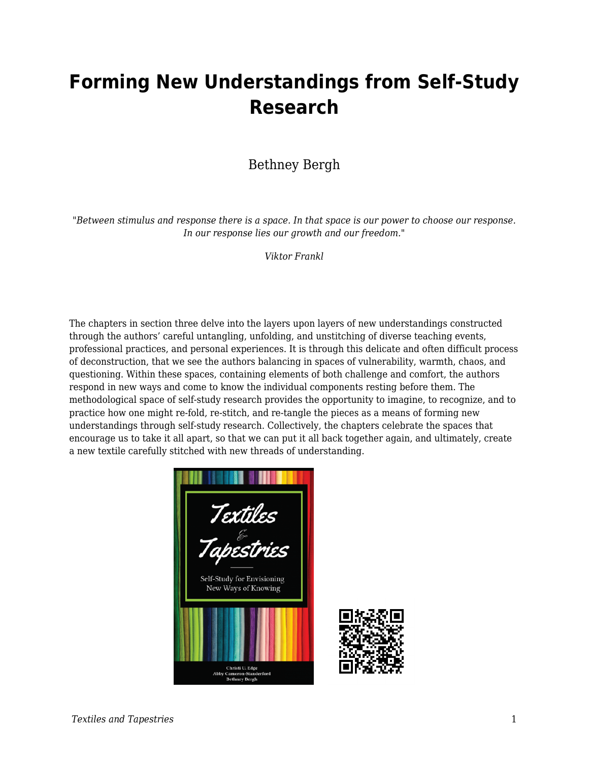# Forming New Understandings from Self-Study Research

Bethney Bergh

*"Between stimulus and response there is a space. In that space is our power to choose our response. In our response lies our growth and our freedom."*

*Viktor Frankl*

The chapters in section three delve into the layers upon layers of new understandings constructed through the authors' careful untangling, unfolding, and unstitching of diverse teaching events, professional practices, and personal experiences. It is through this delicate and often difficult process of deconstruction, that we see the authors balancing in spaces of vulnerability, warmth, chaos, and questioning. Within these spaces, containing elements of both challenge and comfort, the authors respond in new ways and come to know the individual components resting before them. The methodological space of self-study research provides the opportunity to imagine, to recognize, and to practice how one might re-fold, re-stitch, and re-tangle the pieces as a means of forming new understandings through self-study research. Collectively, the chapters celebrate the spaces that encourage us to take it all apart, so that we can put it all back together again, and ultimately, create a new textile carefully stitched with new threads of understanding.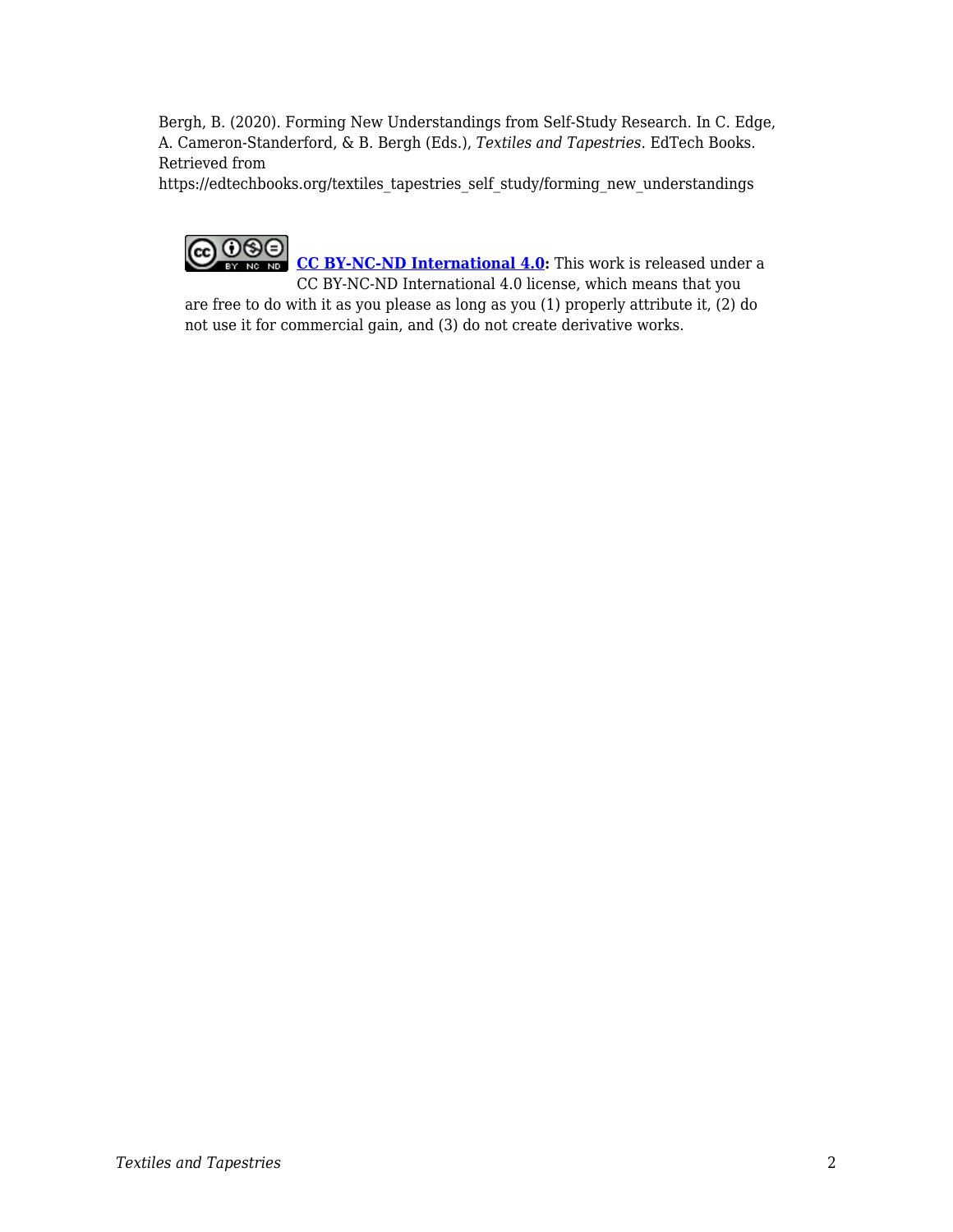Bergh, B. (2020). Forming New Understandings from Self-Study Research. In C. Edge, A. Cameron-Standerford, & B. Bergh (Eds.), *Textiles and Tapestries*. EdTech Books. Retrieved from https://edtechbooks.org/textiles_tapestries_self_study/forming_new_understandings

**CC BY-NC-ND International 4.0:** This work is released under a CC BY-NC-ND International 4.0 license, which means that you are free to do with it as you please as long as you (1) properly attribute it, (2) do not use it for commercial gain, and (3) do not create derivative works.